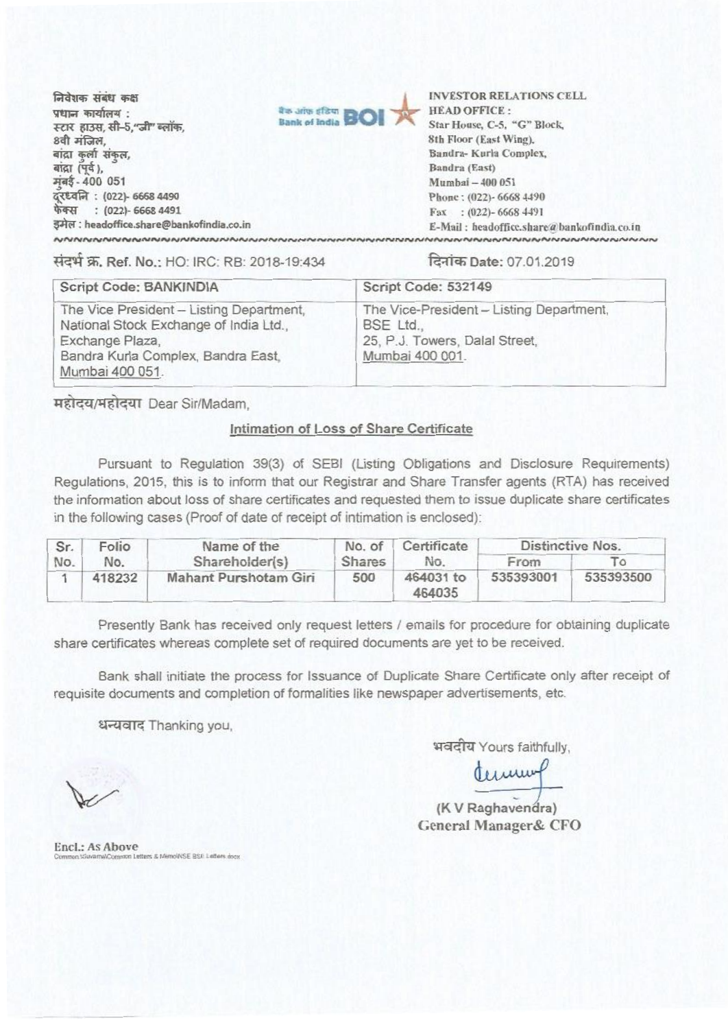निवेशक संबंध कक्ष
प्रधान कार्यालय :
स्टार हाउस, सी-5,"जी" ब्लॉक,
8वी मंजिल,
बांद्रा कुर्ला संकुल,
बांद्रा (पूर्व),
मुंबई - 400 051
दूरध्वनि : (022)- 6668 4490
फैक्स : (022)- 6668 4491
इमेल : headoffice.share@bankofindia.co.in

बैंक ऑफ़ इंडिया Bank of India BOI

**INVESTOR RELATIONS CELL**
**HEAD OFFICE :**
Star House, C-5, "G" Block,
8th Floor (East Wing),
Bandra- Kurla Complex,
Bandra (East)
Mumbai – 400 051
Phone : (022)- 6668 4490
Fax : (022)- 6668 4491
E-Mail : headoffice.share@bankofindia.co.in

संदर्भ क्र. Ref. No.: HO: IRC: RB: 2018-19:434

दिनांक Date: 07.01.2019

| Script Code: BANKINDIA | Script Code: 532149 |
|---|---|
| The Vice President – Listing Department,<br>National Stock Exchange of India Ltd.,<br>Exchange Plaza,<br>Bandra Kurla Complex, Bandra East,<br>Mumbai 400 051. | The Vice-President – Listing Department,<br>BSE Ltd.,<br>25, P.J. Towers, Dalal Street,<br>Mumbai 400 001. |

महोदय/महोदया Dear Sir/Madam,

**Intimation of Loss of Share Certificate**

Pursuant to Regulation 39(3) of SEBI (Listing Obligations and Disclosure Requirements) Regulations, 2015, this is to inform that our Registrar and Share Transfer agents (RTA) has received the information about loss of share certificates and requested them to issue duplicate share certificates in the following cases (Proof of date of receipt of intimation is enclosed):

| Sr. No. | Folio No. | Name of the Shareholder(s) | No. of Shares | Certificate No. | Distinctive Nos. | |
|---|---|---|---|---|---|---|
| | | | | | From | To |
| 1 | 418232 | Mahant Purshotam Giri | 500 | 464031 to 464035 | 535393001 | 535393500 |

Presently Bank has received only request letters / emails for procedure for obtaining duplicate share certificates whereas complete set of required documents are yet to be received.

Bank shall initiate the process for Issuance of Duplicate Share Certificate only after receipt of requisite documents and completion of formalities like newspaper advertisements, etc.

धन्यवाद Thanking you,

भवदीय Yours faithfully,

(K V Raghavendra)
General Manager& CFO

Encl.: As Above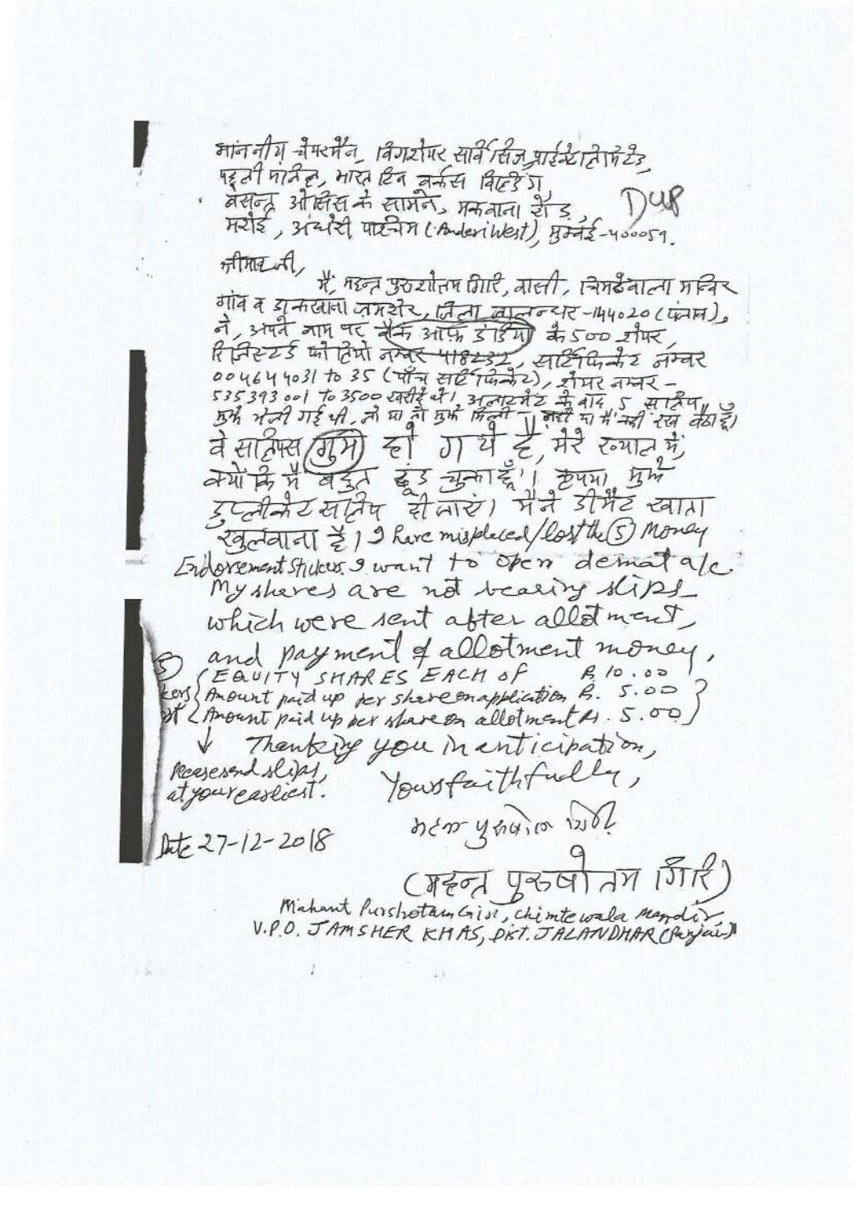माननीय चेयरमैन, बिगशेयर सर्विसिज प्राईवेट लिमिटेड,
पहली मंजिल, भारत टिन वर्कस बिल्डिंग
वसन्त ओसिस के सामने, मकवाना रोड,
मरोल, अंधेरी पश्चिम (Anderi West), मुम्बई-400059. DUP

श्रीमान जी,

मैं, महन्त पुरुषोत्तम गिरि, वासी, चिमटेवाला मन्दिर गांव व डाकखाना जमशेर, जिला जालन्धर-144020 (पंजाब), ने, अपने नाम पर बैंक आफ इंडिया के 500 शेयर रजिस्टर्ड फोलियो नम्बर 418232, सर्टिफिकेट नम्बर 00464 4031 to 35 (पाँच सर्टिफिकेट), शेयर नम्बर - 535393001 to 3500 खरीदे थे। अलाटमेंट के बाद 5 स्लिप्स मुझे भेजी गई थी, जो या तो मुझे मिली नहीं या मैं कहीं रख बैठा हूँ। वे स्लिप्स (गुम) हो गये हैं, मेरे ख्याल में, क्योंकि मैं बहुत ढूंढ चुका हूँ। कृपया मुझे डुप्लीकेट स्लिप्स दी जाएं। मैंने डीमैट खाता खुलवाना है। I have misplaced/lost the (5) Money Endorsement Stickers. I want to open demat a/c. My shares are not bearing slips which were sent after allotment, and payment of allotment money.

(5) { EQUITY SHARES EACH OF Rs. 10.00
Amount paid up per share on application Rs. 5.00
Amount paid up per share on allotment Rs. 5.00 }

Please send slips at your earliest.

Thanking you in anticipation,

Yours faithfully,

महन्त पुरुषोत्तम गिरि

Date 27-12-2018

(महन्त पुरुषोत्तम गिरि)

Mahant Purshotam Giri, chimtewala Mandir
V.P.O. JAMSHER KHAS, DIST. JALANDHAR (Punjab)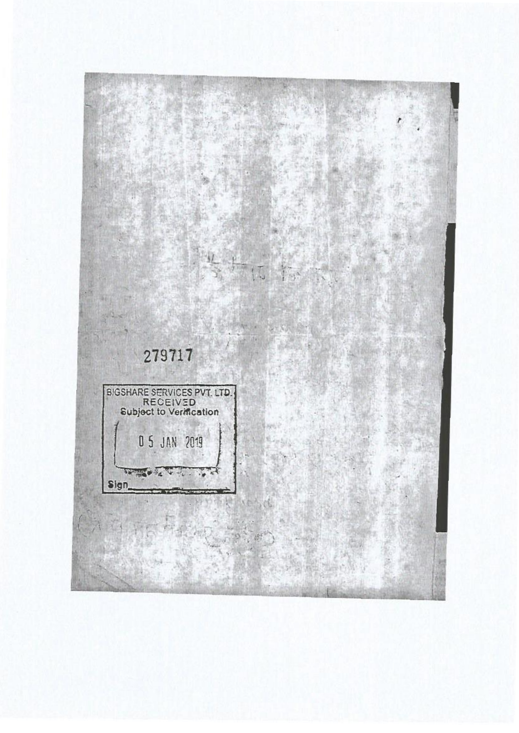279717

BIGSHARE SERVICES PVT. LTD.
RECEIVED
Subject to Verification

05 JAN 2019

Sign